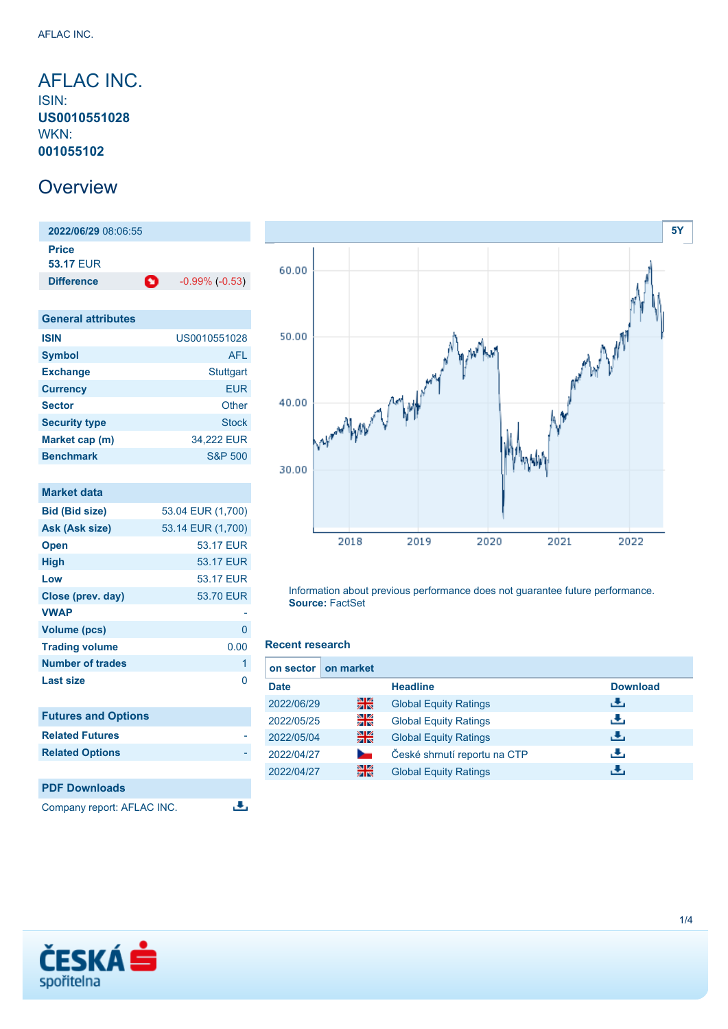# AFLAC INC.

ISIN:
**US0010551028**
WKN:
**001055102**

## Overview

**2022/06/29** 08:06:55

**Price**
**53.17** EUR

| **Difference** | -0.99% (-0.53) |
|---|---|

### General attributes

| | |
|---|---|
| **ISIN** | US0010551028 |
| **Symbol** | AFL |
| **Exchange** | Stuttgart |
| **Currency** | EUR |
| **Sector** | Other |
| **Security type** | Stock |
| **Market cap (m)** | 34,222 EUR |
| **Benchmark** | S&P 500 |

### Market data

| | |
|---|---|
| **Bid (Bid size)** | 53.04 EUR (1,700) |
| **Ask (Ask size)** | 53.14 EUR (1,700) |
| **Open** | 53.17 EUR |
| **High** | 53.17 EUR |
| **Low** | 53.17 EUR |
| **Close (prev. day)** | 53.70 EUR |
| **VWAP** | - |
| **Volume (pcs)** | 0 |
| **Trading volume** | 0.00 |
| **Number of trades** | 1 |
| **Last size** | 0 |

### Futures and Options

| | |
|---|---|
| **Related Futures** | - |
| **Related Options** | - |

### PDF Downloads

Company report: AFLAC INC.

5Y

Information about previous performance does not guarantee future performance.
**Source:** FactSet

### Recent research

on sector | on market

| Date | | Headline | Download |
|---|---|---|---|
| 2022/06/29 | | Global Equity Ratings | |
| 2022/05/25 | | Global Equity Ratings | |
| 2022/05/04 | | Global Equity Ratings | |
| 2022/04/27 | | České shrnutí reportu na CTP | |
| 2022/04/27 | | Global Equity Ratings | |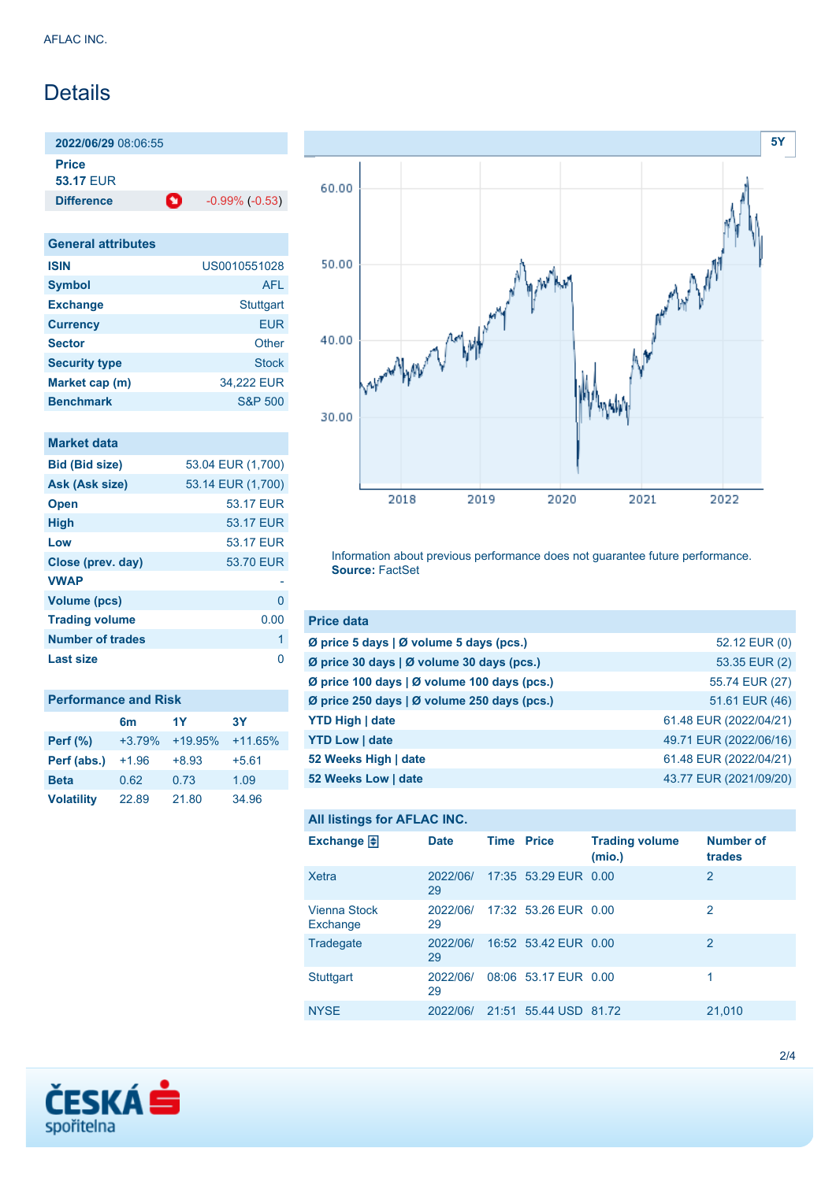AFLAC INC.

# Details

| **2022/06/29** 08:06:55 | |
|---|---|
| **Price** 53.17 EUR | |
| **Difference** | -0.99% (-0.53) |

| General attributes | |
|---|---|
| **ISIN** | US0010551028 |
| **Symbol** | AFL |
| **Exchange** | Stuttgart |
| **Currency** | EUR |
| **Sector** | Other |
| **Security type** | Stock |
| **Market cap (m)** | 34,222 EUR |
| **Benchmark** | S&P 500 |

| Market data | |
|---|---|
| **Bid (Bid size)** | 53.04 EUR (1,700) |
| **Ask (Ask size)** | 53.14 EUR (1,700) |
| **Open** | 53.17 EUR |
| **High** | 53.17 EUR |
| **Low** | 53.17 EUR |
| **Close (prev. day)** | 53.70 EUR |
| **VWAP** | - |
| **Volume (pcs)** | 0 |
| **Trading volume** | 0.00 |
| **Number of trades** | 1 |
| **Last size** | 0 |

| Performance and Risk | 6m | 1Y | 3Y |
|---|---|---|---|
| **Perf (%)** | +3.79% | +19.95% | +11.65% |
| **Perf (abs.)** | +1.96 | +8.93 | +5.61 |
| **Beta** | 0.62 | 0.73 | 1.09 |
| **Volatility** | 22.89 | 21.80 | 34.96 |

Information about previous performance does not guarantee future performance.
**Source:** FactSet

| Price data | |
|---|---|
| **Ø price 5 days \| Ø volume 5 days (pcs.)** | 52.12 EUR (0) |
| **Ø price 30 days \| Ø volume 30 days (pcs.)** | 53.35 EUR (2) |
| **Ø price 100 days \| Ø volume 100 days (pcs.)** | 55.74 EUR (27) |
| **Ø price 250 days \| Ø volume 250 days (pcs.)** | 51.61 EUR (46) |
| **YTD High \| date** | 61.48 EUR (2022/04/21) |
| **YTD Low \| date** | 49.71 EUR (2022/06/16) |
| **52 Weeks High \| date** | 61.48 EUR (2022/04/21) |
| **52 Weeks Low \| date** | 43.77 EUR (2021/09/20) |

**All listings for AFLAC INC.**

| Exchange | Date | Time | Price | Trading volume (mio.) | Number of trades |
|---|---|---|---|---|---|
| Xetra | 2022/06/29 | 17:35 | 53.29 EUR | 0.00 | 2 |
| Vienna Stock Exchange | 2022/06/29 | 17:32 | 53.26 EUR | 0.00 | 2 |
| Tradegate | 2022/06/29 | 16:52 | 53.42 EUR | 0.00 | 2 |
| Stuttgart | 2022/06/29 | 08:06 | 53.17 EUR | 0.00 | 1 |
| NYSE | 2022/06/ | 21:51 | 55.44 USD | 81.72 | 21,010 |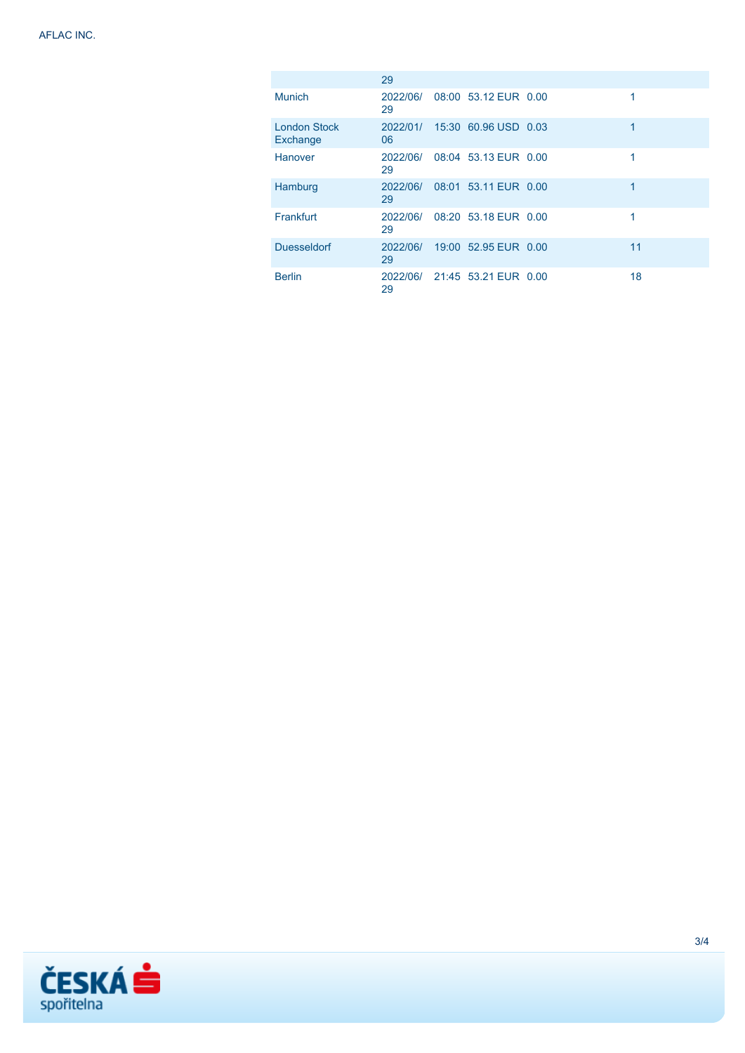| | | | | | |
|---|---|---|---|---|---|
| | 29 | | | | |
| Munich | 2022/06/29 | 08:00 | 53.12 EUR | 0.00 | 1 |
| London Stock Exchange | 2022/01/06 | 15:30 | 60.96 USD | 0.03 | 1 |
| Hanover | 2022/06/29 | 08:04 | 53.13 EUR | 0.00 | 1 |
| Hamburg | 2022/06/29 | 08:01 | 53.11 EUR | 0.00 | 1 |
| Frankfurt | 2022/06/29 | 08:20 | 53.18 EUR | 0.00 | 1 |
| Duesseldorf | 2022/06/29 | 19:00 | 52.95 EUR | 0.00 | 11 |
| Berlin | 2022/06/29 | 21:45 | 53.21 EUR | 0.00 | 18 |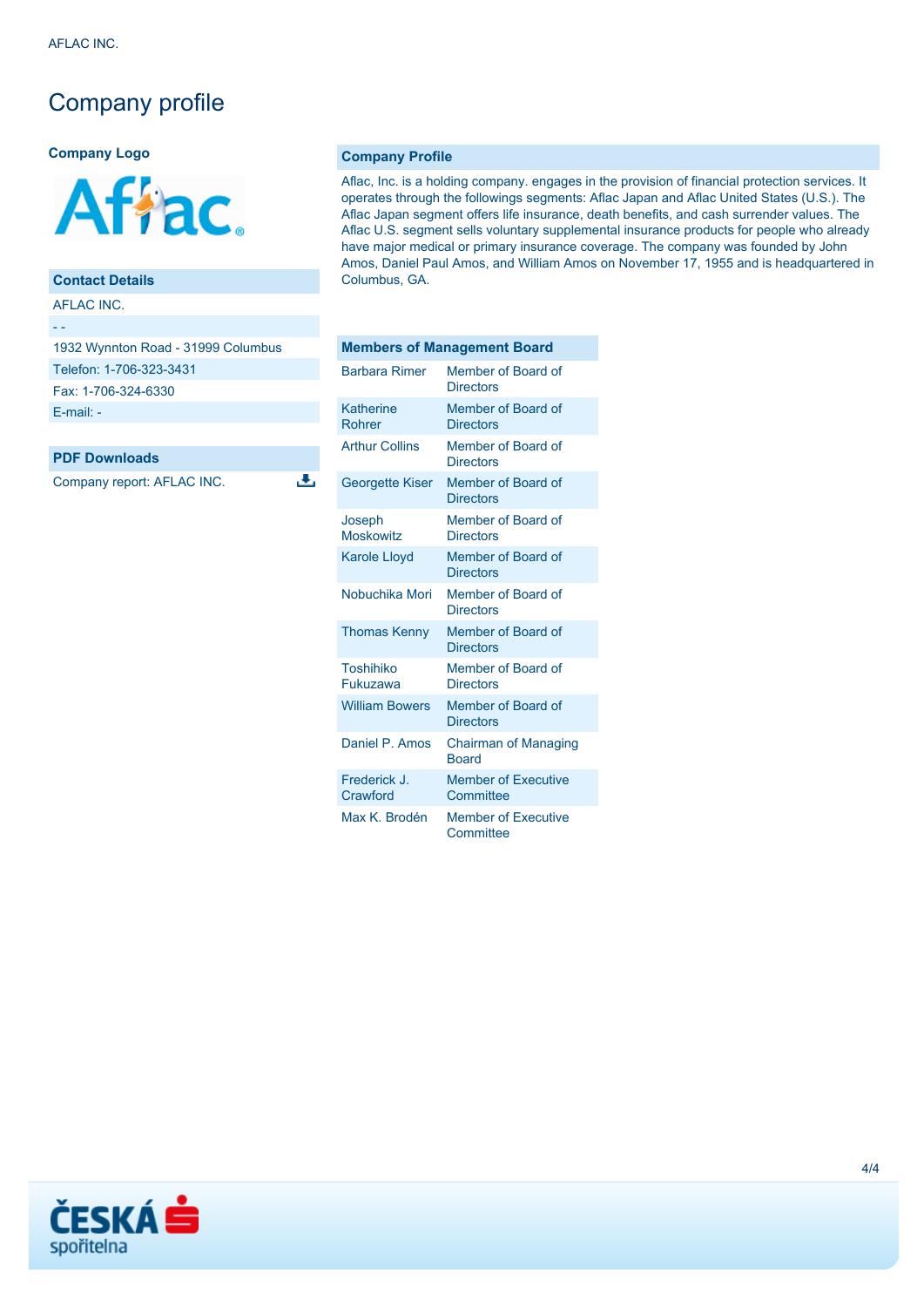# Company profile

### Company Logo

### Contact Details

AFLAC INC.

- -

1932 Wynnton Road - 31999 Columbus

Telefon: 1-706-323-3431

Fax: 1-706-324-6330

E-mail: -

### PDF Downloads

Company report: AFLAC INC.

### Company Profile

Aflac, Inc. is a holding company. engages in the provision of financial protection services. It operates through the followings segments: Aflac Japan and Aflac United States (U.S.). The Aflac Japan segment offers life insurance, death benefits, and cash surrender values. The Aflac U.S. segment sells voluntary supplemental insurance products for people who already have major medical or primary insurance coverage. The company was founded by John Amos, Daniel Paul Amos, and William Amos on November 17, 1955 and is headquartered in Columbus, GA.

### Members of Management Board

| | |
|---|---|
| Barbara Rimer | Member of Board of Directors |
| Katherine Rohrer | Member of Board of Directors |
| Arthur Collins | Member of Board of Directors |
| Georgette Kiser | Member of Board of Directors |
| Joseph Moskowitz | Member of Board of Directors |
| Karole Lloyd | Member of Board of Directors |
| Nobuchika Mori | Member of Board of Directors |
| Thomas Kenny | Member of Board of Directors |
| Toshihiko Fukuzawa | Member of Board of Directors |
| William Bowers | Member of Board of Directors |
| Daniel P. Amos | Chairman of Managing Board |
| Frederick J. Crawford | Member of Executive Committee |
| Max K. Brodén | Member of Executive Committee |